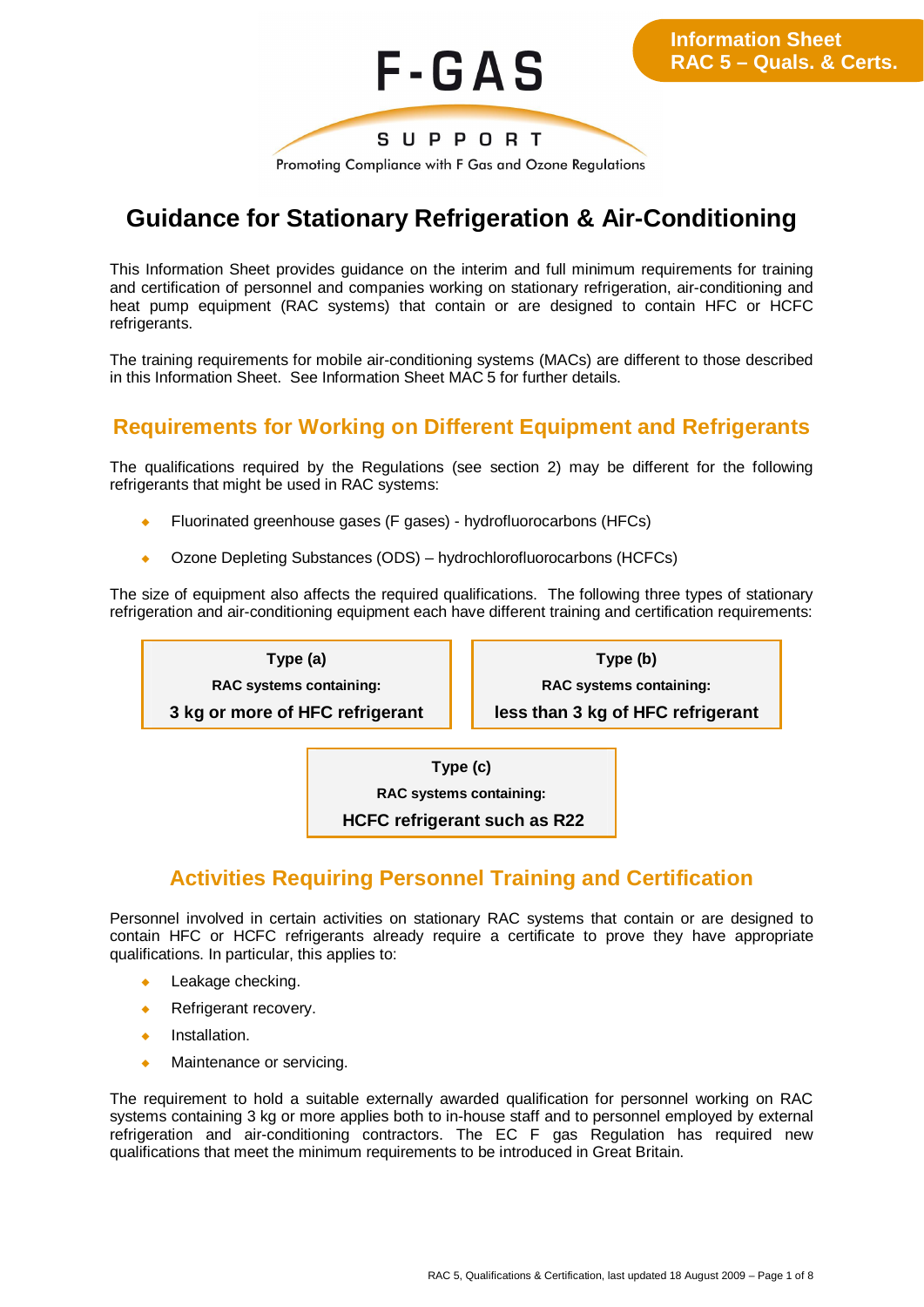F-GAS

SUPPORT

Promoting Compliance with F Gas and Ozone Regulations

**Information Sheet**
**RAC 5 – Quals. & Certs.**

# Guidance for Stationary Refrigeration & Air-Conditioning

This Information Sheet provides guidance on the interim and full minimum requirements for training and certification of personnel and companies working on stationary refrigeration, air-conditioning and heat pump equipment (RAC systems) that contain or are designed to contain HFC or HCFC refrigerants.

The training requirements for mobile air-conditioning systems (MACs) are different to those described in this Information Sheet. See Information Sheet MAC 5 for further details.

## Requirements for Working on Different Equipment and Refrigerants

The qualifications required by the Regulations (see section 2) may be different for the following refrigerants that might be used in RAC systems:

- Fluorinated greenhouse gases (F gases) - hydrofluorocarbons (HFCs)
- Ozone Depleting Substances (ODS) – hydrochlorofluorocarbons (HCFCs)

The size of equipment also affects the required qualifications. The following three types of stationary refrigeration and air-conditioning equipment each have different training and certification requirements:

**Type (a)**
**RAC systems containing:**
**3 kg or more of HFC refrigerant**

**Type (b)**
**RAC systems containing:**
**less than 3 kg of HFC refrigerant**

**Type (c)**
**RAC systems containing:**
**HCFC refrigerant such as R22**

## Activities Requiring Personnel Training and Certification

Personnel involved in certain activities on stationary RAC systems that contain or are designed to contain HFC or HCFC refrigerants already require a certificate to prove they have appropriate qualifications. In particular, this applies to:

- Leakage checking.
- Refrigerant recovery.
- Installation.
- Maintenance or servicing.

The requirement to hold a suitable externally awarded qualification for personnel working on RAC systems containing 3 kg or more applies both to in-house staff and to personnel employed by external refrigeration and air-conditioning contractors. The EC F gas Regulation has required new qualifications that meet the minimum requirements to be introduced in Great Britain.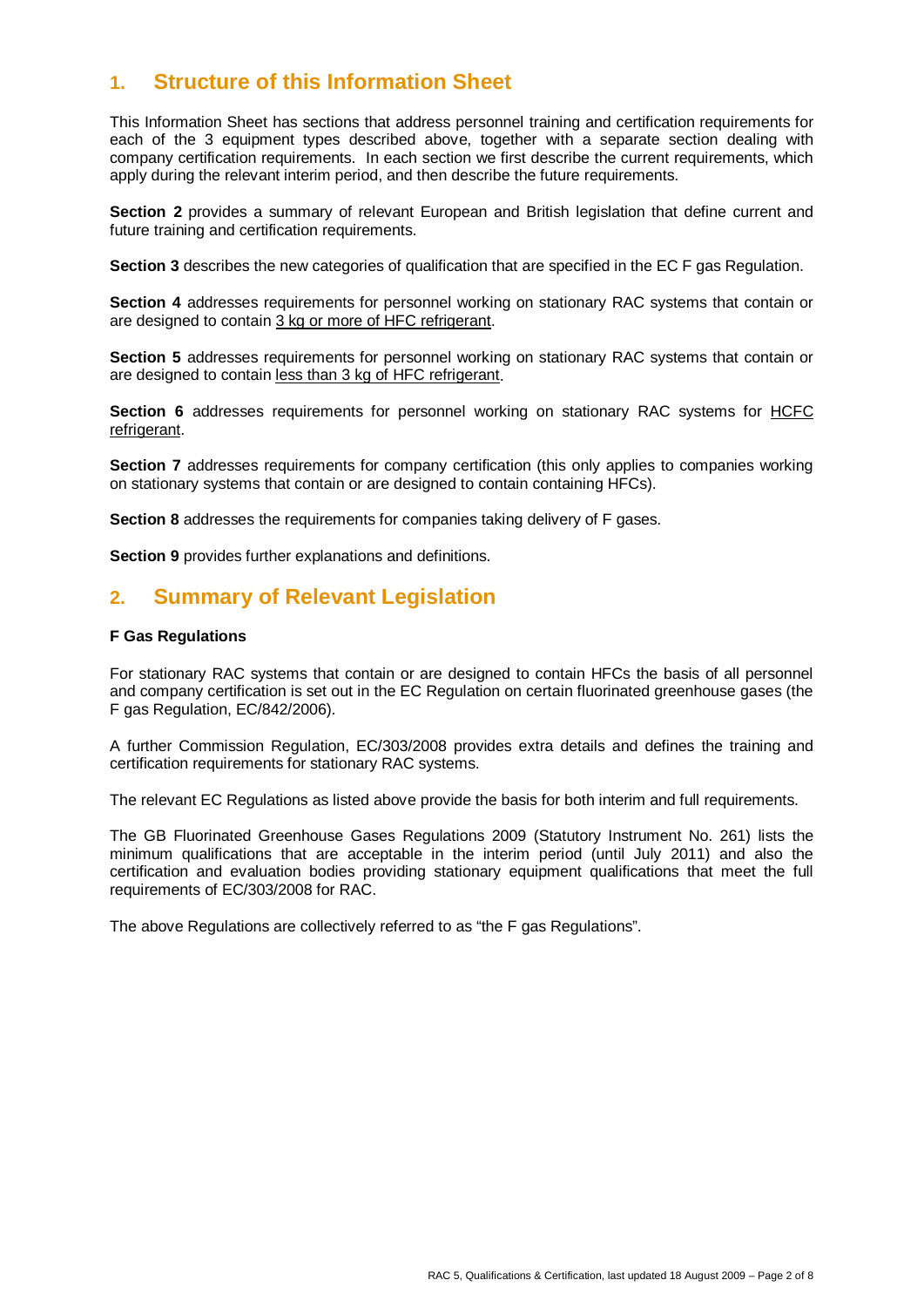## 1. Structure of this Information Sheet

This Information Sheet has sections that address personnel training and certification requirements for each of the 3 equipment types described above, together with a separate section dealing with company certification requirements. In each section we first describe the current requirements, which apply during the relevant interim period, and then describe the future requirements.

**Section 2** provides a summary of relevant European and British legislation that define current and future training and certification requirements.

**Section 3** describes the new categories of qualification that are specified in the EC F gas Regulation.

**Section 4** addresses requirements for personnel working on stationary RAC systems that contain or are designed to contain 3 kg or more of HFC refrigerant.

**Section 5** addresses requirements for personnel working on stationary RAC systems that contain or are designed to contain less than 3 kg of HFC refrigerant.

**Section 6** addresses requirements for personnel working on stationary RAC systems for HCFC refrigerant.

**Section 7** addresses requirements for company certification (this only applies to companies working on stationary systems that contain or are designed to contain containing HFCs).

**Section 8** addresses the requirements for companies taking delivery of F gases.

**Section 9** provides further explanations and definitions.

## 2. Summary of Relevant Legislation

**F Gas Regulations**

For stationary RAC systems that contain or are designed to contain HFCs the basis of all personnel and company certification is set out in the EC Regulation on certain fluorinated greenhouse gases (the F gas Regulation, EC/842/2006).

A further Commission Regulation, EC/303/2008 provides extra details and defines the training and certification requirements for stationary RAC systems.

The relevant EC Regulations as listed above provide the basis for both interim and full requirements.

The GB Fluorinated Greenhouse Gases Regulations 2009 (Statutory Instrument No. 261) lists the minimum qualifications that are acceptable in the interim period (until July 2011) and also the certification and evaluation bodies providing stationary equipment qualifications that meet the full requirements of EC/303/2008 for RAC.

The above Regulations are collectively referred to as "the F gas Regulations".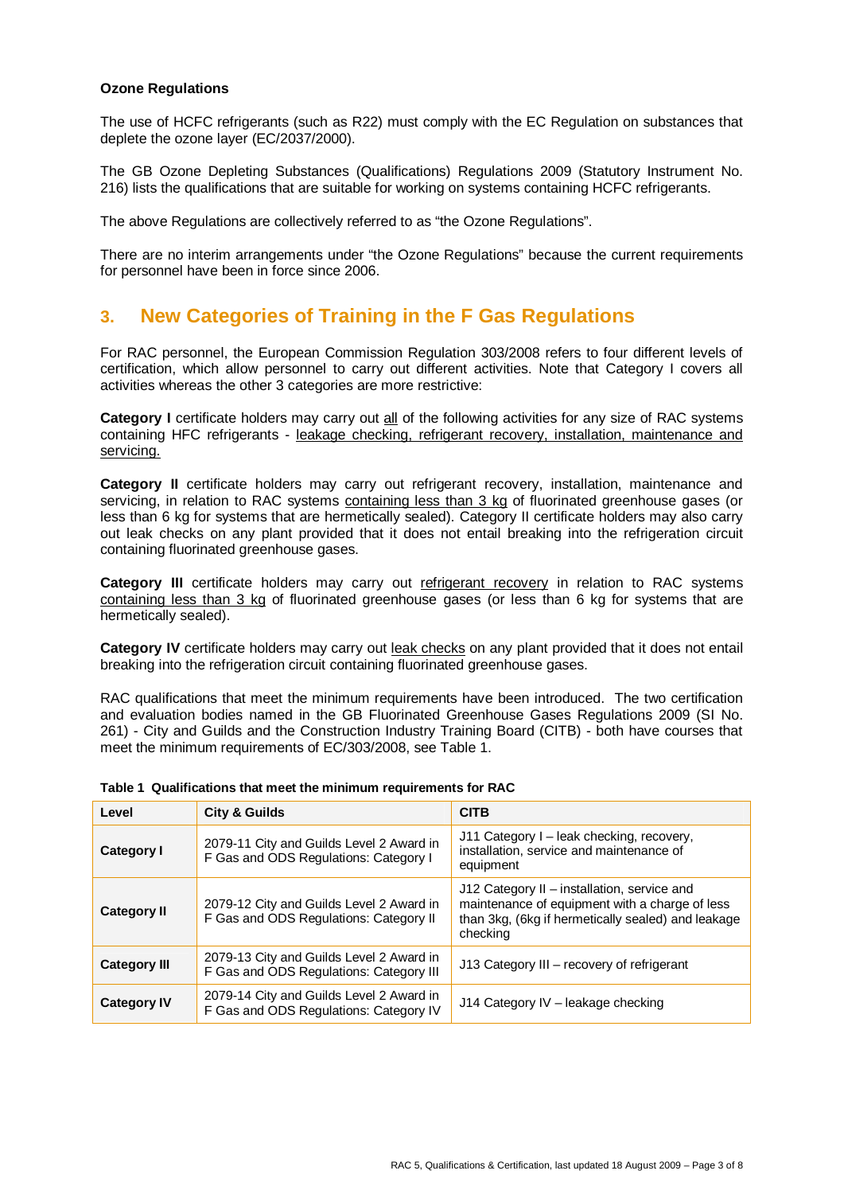**Ozone Regulations**

The use of HCFC refrigerants (such as R22) must comply with the EC Regulation on substances that deplete the ozone layer (EC/2037/2000).

The GB Ozone Depleting Substances (Qualifications) Regulations 2009 (Statutory Instrument No. 216) lists the qualifications that are suitable for working on systems containing HCFC refrigerants.

The above Regulations are collectively referred to as "the Ozone Regulations".

There are no interim arrangements under "the Ozone Regulations" because the current requirements for personnel have been in force since 2006.

## 3. New Categories of Training in the F Gas Regulations

For RAC personnel, the European Commission Regulation 303/2008 refers to four different levels of certification, which allow personnel to carry out different activities. Note that Category I covers all activities whereas the other 3 categories are more restrictive:

**Category I** certificate holders may carry out all of the following activities for any size of RAC systems containing HFC refrigerants - leakage checking, refrigerant recovery, installation, maintenance and servicing.

**Category II** certificate holders may carry out refrigerant recovery, installation, maintenance and servicing, in relation to RAC systems containing less than 3 kg of fluorinated greenhouse gases (or less than 6 kg for systems that are hermetically sealed). Category II certificate holders may also carry out leak checks on any plant provided that it does not entail breaking into the refrigeration circuit containing fluorinated greenhouse gases.

**Category III** certificate holders may carry out refrigerant recovery in relation to RAC systems containing less than 3 kg of fluorinated greenhouse gases (or less than 6 kg for systems that are hermetically sealed).

**Category IV** certificate holders may carry out leak checks on any plant provided that it does not entail breaking into the refrigeration circuit containing fluorinated greenhouse gases.

RAC qualifications that meet the minimum requirements have been introduced. The two certification and evaluation bodies named in the GB Fluorinated Greenhouse Gases Regulations 2009 (SI No. 261) - City and Guilds and the Construction Industry Training Board (CITB) - both have courses that meet the minimum requirements of EC/303/2008, see Table 1.

**Table 1 Qualifications that meet the minimum requirements for RAC**

| Level | City & Guilds | CITB |
|---|---|---|
| **Category I** | 2079-11 City and Guilds Level 2 Award in F Gas and ODS Regulations: Category I | J11 Category I – leak checking, recovery, installation, service and maintenance of equipment |
| **Category II** | 2079-12 City and Guilds Level 2 Award in F Gas and ODS Regulations: Category II | J12 Category II – installation, service and maintenance of equipment with a charge of less than 3kg, (6kg if hermetically sealed) and leakage checking |
| **Category III** | 2079-13 City and Guilds Level 2 Award in F Gas and ODS Regulations: Category III | J13 Category III – recovery of refrigerant |
| **Category IV** | 2079-14 City and Guilds Level 2 Award in F Gas and ODS Regulations: Category IV | J14 Category IV – leakage checking |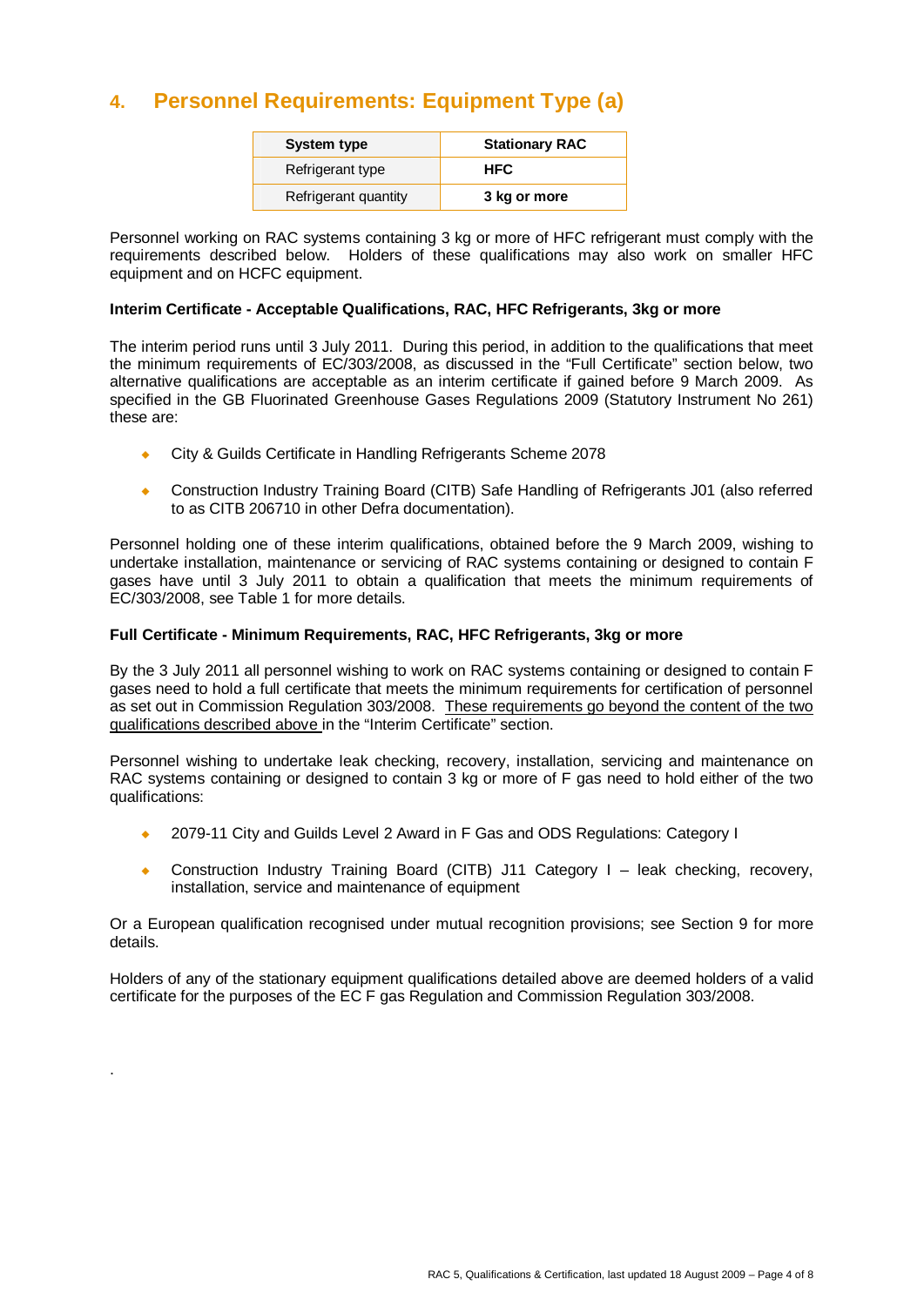## 4. Personnel Requirements: Equipment Type (a)

| System type | Stationary RAC |
|---|---|
| Refrigerant type | **HFC** |
| Refrigerant quantity | **3 kg or more** |

Personnel working on RAC systems containing 3 kg or more of HFC refrigerant must comply with the requirements described below. Holders of these qualifications may also work on smaller HFC equipment and on HCFC equipment.

**Interim Certificate - Acceptable Qualifications, RAC, HFC Refrigerants, 3kg or more**

The interim period runs until 3 July 2011. During this period, in addition to the qualifications that meet the minimum requirements of EC/303/2008, as discussed in the "Full Certificate" section below, two alternative qualifications are acceptable as an interim certificate if gained before 9 March 2009. As specified in the GB Fluorinated Greenhouse Gases Regulations 2009 (Statutory Instrument No 261) these are:

- City & Guilds Certificate in Handling Refrigerants Scheme 2078
- Construction Industry Training Board (CITB) Safe Handling of Refrigerants J01 (also referred to as CITB 206710 in other Defra documentation).

Personnel holding one of these interim qualifications, obtained before the 9 March 2009, wishing to undertake installation, maintenance or servicing of RAC systems containing or designed to contain F gases have until 3 July 2011 to obtain a qualification that meets the minimum requirements of EC/303/2008, see Table 1 for more details.

**Full Certificate - Minimum Requirements, RAC, HFC Refrigerants, 3kg or more**

By the 3 July 2011 all personnel wishing to work on RAC systems containing or designed to contain F gases need to hold a full certificate that meets the minimum requirements for certification of personnel as set out in Commission Regulation 303/2008. These requirements go beyond the content of the two qualifications described above in the "Interim Certificate" section.

Personnel wishing to undertake leak checking, recovery, installation, servicing and maintenance on RAC systems containing or designed to contain 3 kg or more of F gas need to hold either of the two qualifications:

- 2079-11 City and Guilds Level 2 Award in F Gas and ODS Regulations: Category I
- Construction Industry Training Board (CITB) J11 Category I – leak checking, recovery, installation, service and maintenance of equipment

Or a European qualification recognised under mutual recognition provisions; see Section 9 for more details.

Holders of any of the stationary equipment qualifications detailed above are deemed holders of a valid certificate for the purposes of the EC F gas Regulation and Commission Regulation 303/2008.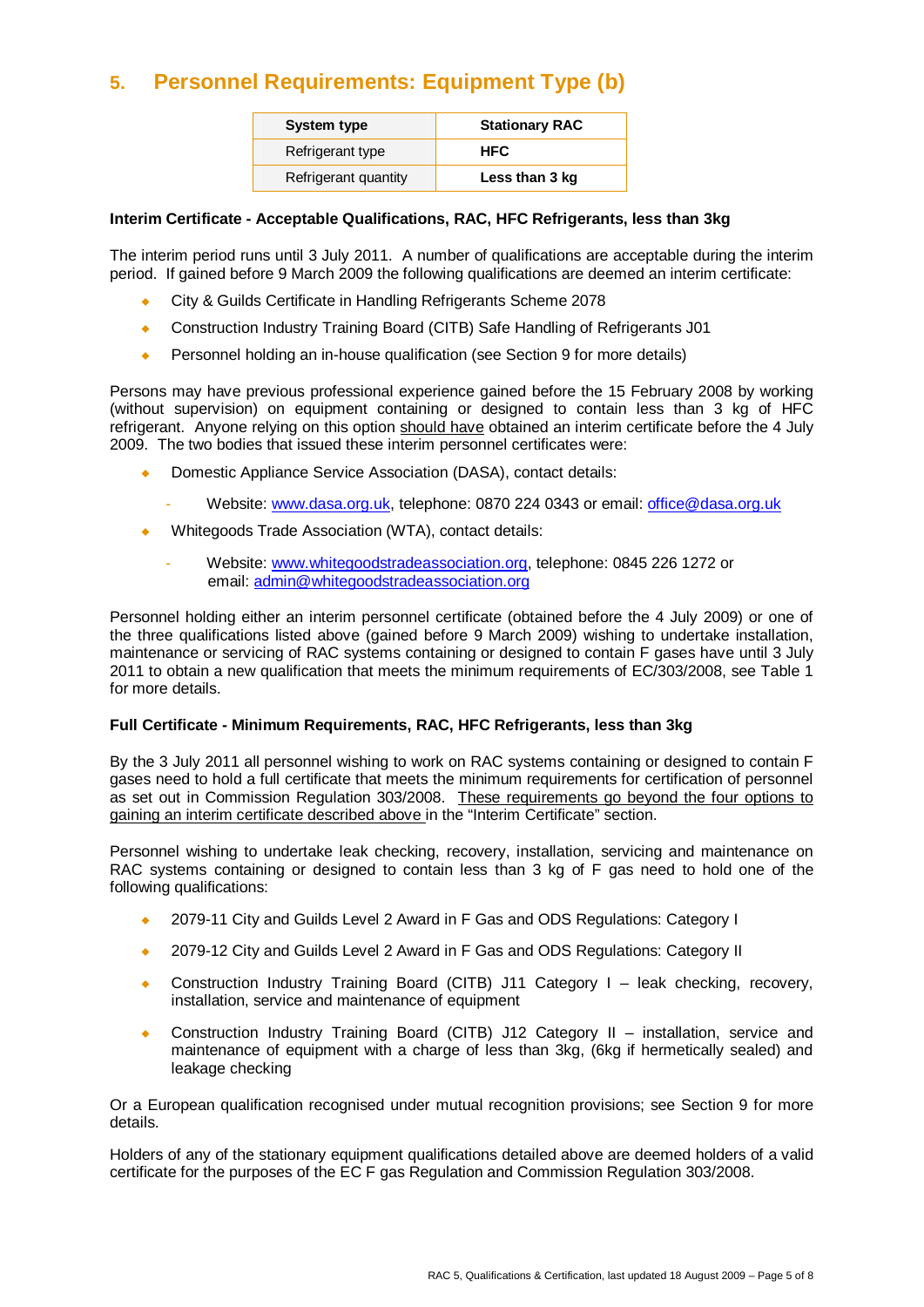## 5. Personnel Requirements: Equipment Type (b)

| System type | Stationary RAC |
|---|---|
| Refrigerant type | **HFC** |
| Refrigerant quantity | **Less than 3 kg** |

**Interim Certificate - Acceptable Qualifications, RAC, HFC Refrigerants, less than 3kg**

The interim period runs until 3 July 2011. A number of qualifications are acceptable during the interim period. If gained before 9 March 2009 the following qualifications are deemed an interim certificate:

- City & Guilds Certificate in Handling Refrigerants Scheme 2078
- Construction Industry Training Board (CITB) Safe Handling of Refrigerants J01
- Personnel holding an in-house qualification (see Section 9 for more details)

Persons may have previous professional experience gained before the 15 February 2008 by working (without supervision) on equipment containing or designed to contain less than 3 kg of HFC refrigerant. Anyone relying on this option should have obtained an interim certificate before the 4 July 2009. The two bodies that issued these interim personnel certificates were:

- Domestic Appliance Service Association (DASA), contact details:
  - Website: www.dasa.org.uk, telephone: 0870 224 0343 or email: office@dasa.org.uk
- Whitegoods Trade Association (WTA), contact details:
  - Website: www.whitegoodstradeassociation.org, telephone: 0845 226 1272 or email: admin@whitegoodstradeassociation.org

Personnel holding either an interim personnel certificate (obtained before the 4 July 2009) or one of the three qualifications listed above (gained before 9 March 2009) wishing to undertake installation, maintenance or servicing of RAC systems containing or designed to contain F gases have until 3 July 2011 to obtain a new qualification that meets the minimum requirements of EC/303/2008, see Table 1 for more details.

**Full Certificate - Minimum Requirements, RAC, HFC Refrigerants, less than 3kg**

By the 3 July 2011 all personnel wishing to work on RAC systems containing or designed to contain F gases need to hold a full certificate that meets the minimum requirements for certification of personnel as set out in Commission Regulation 303/2008. These requirements go beyond the four options to gaining an interim certificate described above in the "Interim Certificate" section.

Personnel wishing to undertake leak checking, recovery, installation, servicing and maintenance on RAC systems containing or designed to contain less than 3 kg of F gas need to hold one of the following qualifications:

- 2079-11 City and Guilds Level 2 Award in F Gas and ODS Regulations: Category I
- 2079-12 City and Guilds Level 2 Award in F Gas and ODS Regulations: Category II
- Construction Industry Training Board (CITB) J11 Category I – leak checking, recovery, installation, service and maintenance of equipment
- Construction Industry Training Board (CITB) J12 Category II – installation, service and maintenance of equipment with a charge of less than 3kg, (6kg if hermetically sealed) and leakage checking

Or a European qualification recognised under mutual recognition provisions; see Section 9 for more details.

Holders of any of the stationary equipment qualifications detailed above are deemed holders of a valid certificate for the purposes of the EC F gas Regulation and Commission Regulation 303/2008.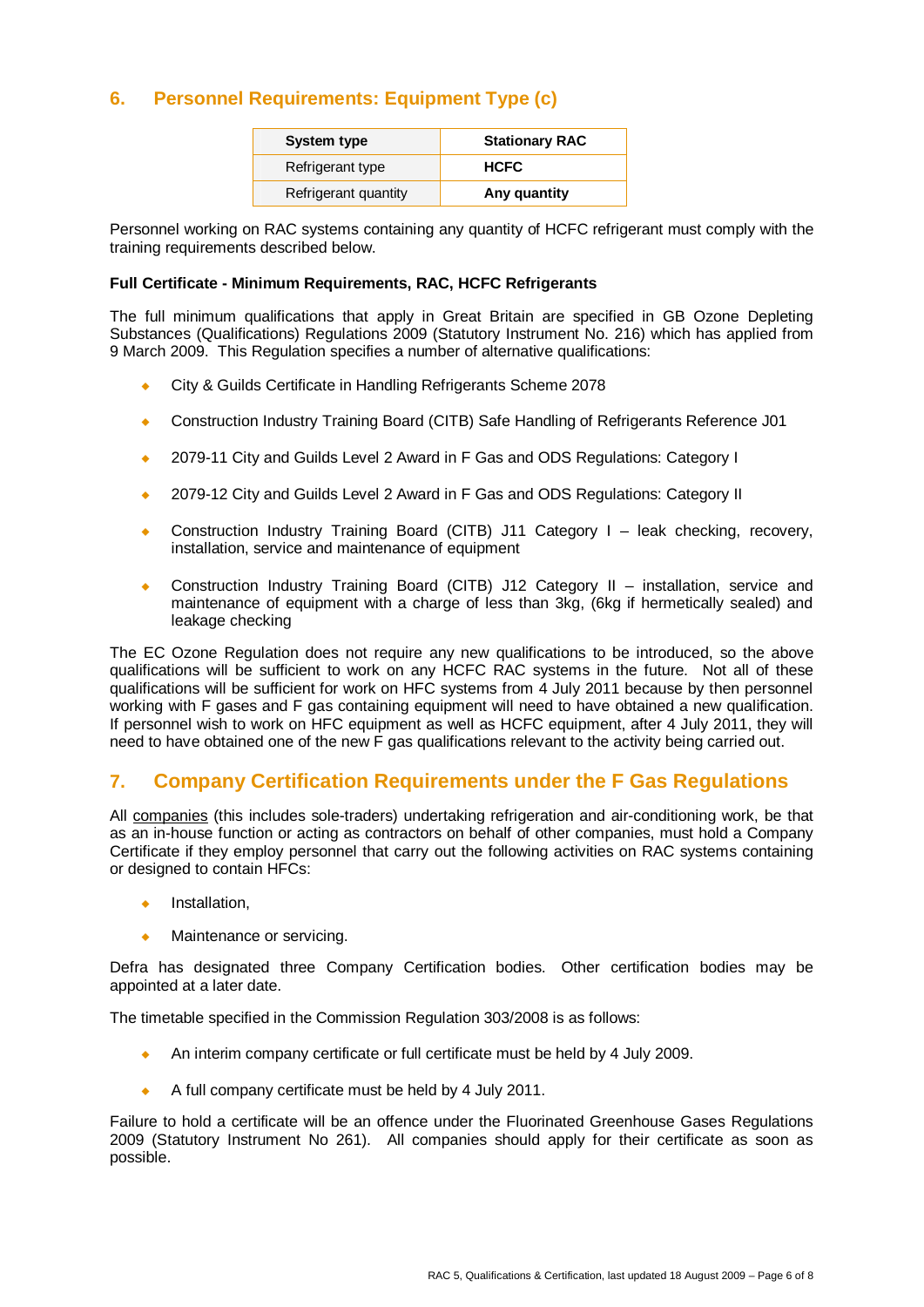## 6. Personnel Requirements: Equipment Type (c)

| System type | Stationary RAC |
|---|---|
| Refrigerant type | **HCFC** |
| Refrigerant quantity | **Any quantity** |

Personnel working on RAC systems containing any quantity of HCFC refrigerant must comply with the training requirements described below.

**Full Certificate - Minimum Requirements, RAC, HCFC Refrigerants**

The full minimum qualifications that apply in Great Britain are specified in GB Ozone Depleting Substances (Qualifications) Regulations 2009 (Statutory Instrument No. 216) which has applied from 9 March 2009. This Regulation specifies a number of alternative qualifications:

- City & Guilds Certificate in Handling Refrigerants Scheme 2078
- Construction Industry Training Board (CITB) Safe Handling of Refrigerants Reference J01
- 2079-11 City and Guilds Level 2 Award in F Gas and ODS Regulations: Category I
- 2079-12 City and Guilds Level 2 Award in F Gas and ODS Regulations: Category II
- Construction Industry Training Board (CITB) J11 Category I – leak checking, recovery, installation, service and maintenance of equipment
- Construction Industry Training Board (CITB) J12 Category II – installation, service and maintenance of equipment with a charge of less than 3kg, (6kg if hermetically sealed) and leakage checking

The EC Ozone Regulation does not require any new qualifications to be introduced, so the above qualifications will be sufficient to work on any HCFC RAC systems in the future. Not all of these qualifications will be sufficient for work on HFC systems from 4 July 2011 because by then personnel working with F gases and F gas containing equipment will need to have obtained a new qualification. If personnel wish to work on HFC equipment as well as HCFC equipment, after 4 July 2011, they will need to have obtained one of the new F gas qualifications relevant to the activity being carried out.

## 7. Company Certification Requirements under the F Gas Regulations

All companies (this includes sole-traders) undertaking refrigeration and air-conditioning work, be that as an in-house function or acting as contractors on behalf of other companies, must hold a Company Certificate if they employ personnel that carry out the following activities on RAC systems containing or designed to contain HFCs:

- Installation,
- Maintenance or servicing.

Defra has designated three Company Certification bodies. Other certification bodies may be appointed at a later date.

The timetable specified in the Commission Regulation 303/2008 is as follows:

- An interim company certificate or full certificate must be held by 4 July 2009.
- A full company certificate must be held by 4 July 2011.

Failure to hold a certificate will be an offence under the Fluorinated Greenhouse Gases Regulations 2009 (Statutory Instrument No 261). All companies should apply for their certificate as soon as possible.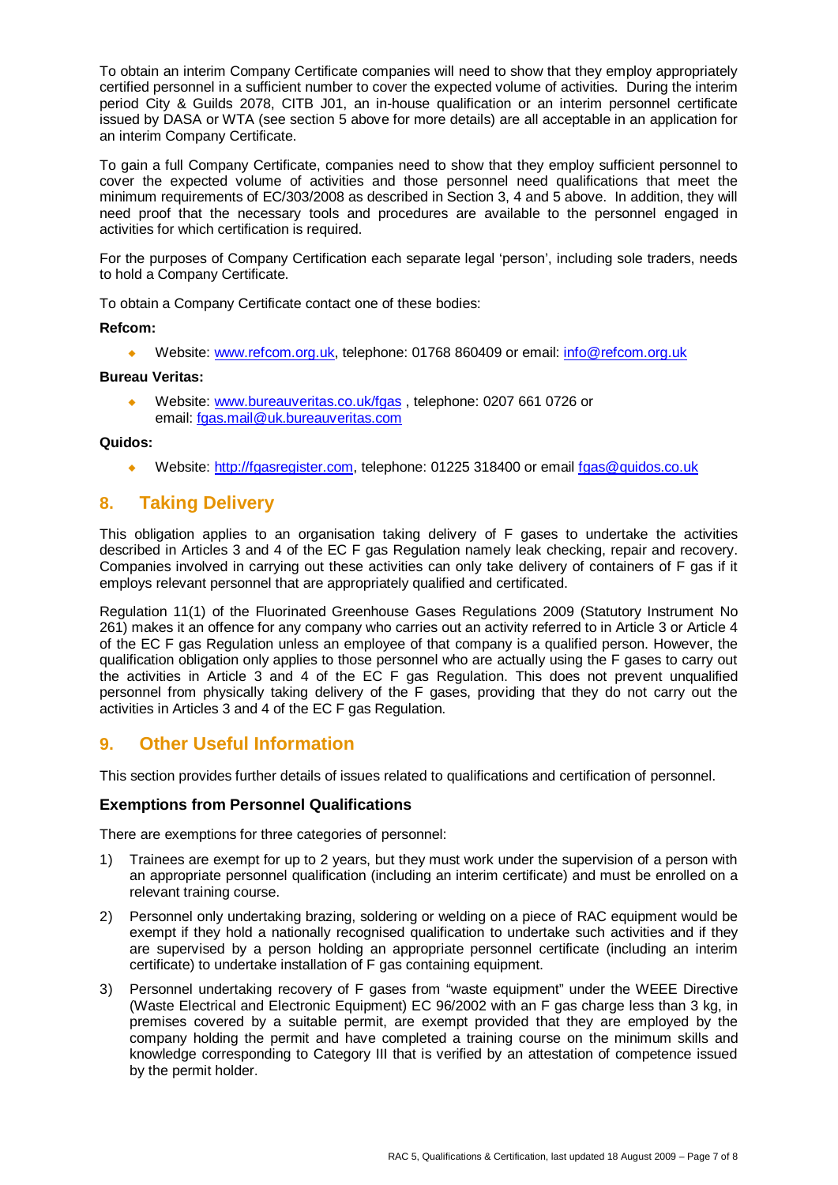To obtain an interim Company Certificate companies will need to show that they employ appropriately certified personnel in a sufficient number to cover the expected volume of activities. During the interim period City & Guilds 2078, CITB J01, an in-house qualification or an interim personnel certificate issued by DASA or WTA (see section 5 above for more details) are all acceptable in an application for an interim Company Certificate.

To gain a full Company Certificate, companies need to show that they employ sufficient personnel to cover the expected volume of activities and those personnel need qualifications that meet the minimum requirements of EC/303/2008 as described in Section 3, 4 and 5 above. In addition, they will need proof that the necessary tools and procedures are available to the personnel engaged in activities for which certification is required.

For the purposes of Company Certification each separate legal 'person', including sole traders, needs to hold a Company Certificate.

To obtain a Company Certificate contact one of these bodies:

**Refcom:**

- Website: www.refcom.org.uk, telephone: 01768 860409 or email: info@refcom.org.uk

**Bureau Veritas:**

- Website: www.bureauveritas.co.uk/fgas , telephone: 0207 661 0726 or email: fgas.mail@uk.bureauveritas.com

**Quidos:**

- Website: http://fgasregister.com, telephone: 01225 318400 or email fgas@quidos.co.uk

## 8. Taking Delivery

This obligation applies to an organisation taking delivery of F gases to undertake the activities described in Articles 3 and 4 of the EC F gas Regulation namely leak checking, repair and recovery. Companies involved in carrying out these activities can only take delivery of containers of F gas if it employs relevant personnel that are appropriately qualified and certificated.

Regulation 11(1) of the Fluorinated Greenhouse Gases Regulations 2009 (Statutory Instrument No 261) makes it an offence for any company who carries out an activity referred to in Article 3 or Article 4 of the EC F gas Regulation unless an employee of that company is a qualified person. However, the qualification obligation only applies to those personnel who are actually using the F gases to carry out the activities in Article 3 and 4 of the EC F gas Regulation. This does not prevent unqualified personnel from physically taking delivery of the F gases, providing that they do not carry out the activities in Articles 3 and 4 of the EC F gas Regulation.

## 9. Other Useful Information

This section provides further details of issues related to qualifications and certification of personnel.

### Exemptions from Personnel Qualifications

There are exemptions for three categories of personnel:

1) Trainees are exempt for up to 2 years, but they must work under the supervision of a person with an appropriate personnel qualification (including an interim certificate) and must be enrolled on a relevant training course.
2) Personnel only undertaking brazing, soldering or welding on a piece of RAC equipment would be exempt if they hold a nationally recognised qualification to undertake such activities and if they are supervised by a person holding an appropriate personnel certificate (including an interim certificate) to undertake installation of F gas containing equipment.
3) Personnel undertaking recovery of F gases from "waste equipment" under the WEEE Directive (Waste Electrical and Electronic Equipment) EC 96/2002 with an F gas charge less than 3 kg, in premises covered by a suitable permit, are exempt provided that they are employed by the company holding the permit and have completed a training course on the minimum skills and knowledge corresponding to Category III that is verified by an attestation of competence issued by the permit holder.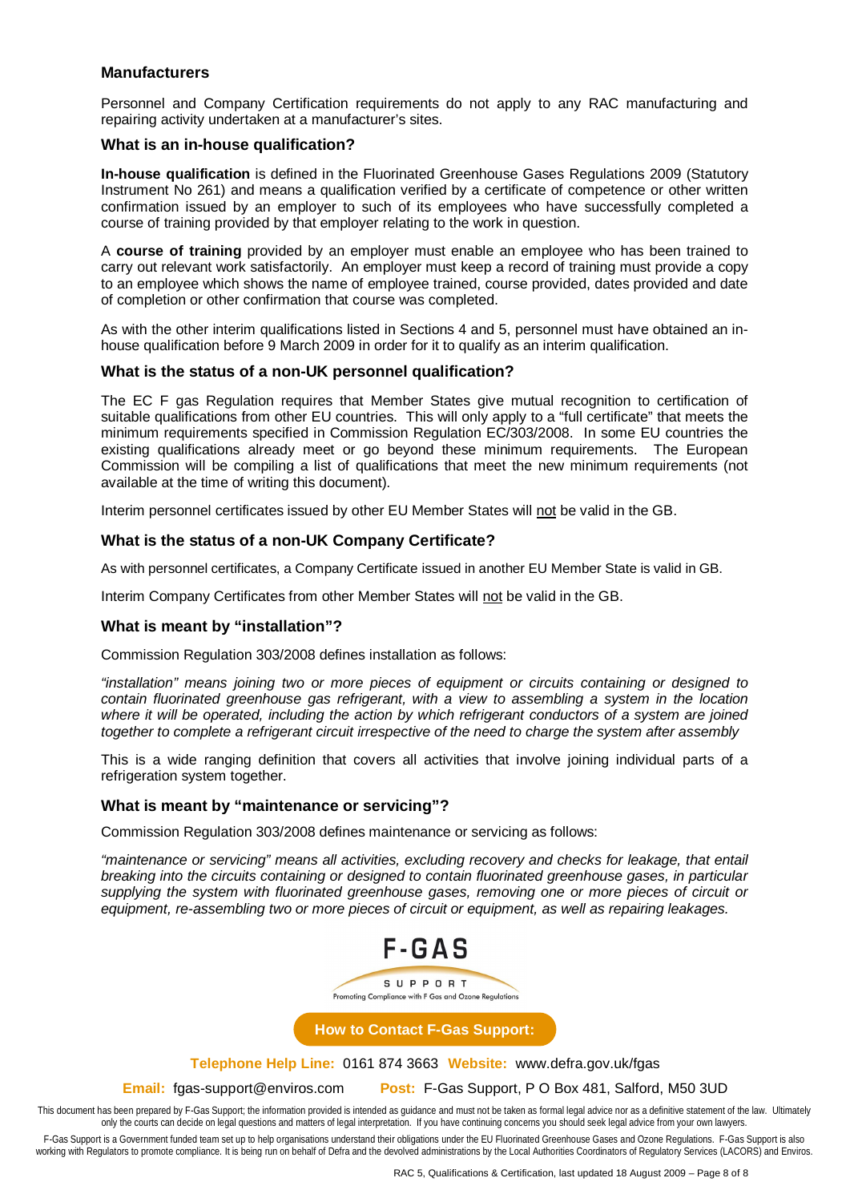### Manufacturers

Personnel and Company Certification requirements do not apply to any RAC manufacturing and repairing activity undertaken at a manufacturer's sites.

### What is an in-house qualification?

**In-house qualification** is defined in the Fluorinated Greenhouse Gases Regulations 2009 (Statutory Instrument No 261) and means a qualification verified by a certificate of competence or other written confirmation issued by an employer to such of its employees who have successfully completed a course of training provided by that employer relating to the work in question.

A **course of training** provided by an employer must enable an employee who has been trained to carry out relevant work satisfactorily. An employer must keep a record of training must provide a copy to an employee which shows the name of employee trained, course provided, dates provided and date of completion or other confirmation that course was completed.

As with the other interim qualifications listed in Sections 4 and 5, personnel must have obtained an in-house qualification before 9 March 2009 in order for it to qualify as an interim qualification.

### What is the status of a non-UK personnel qualification?

The EC F gas Regulation requires that Member States give mutual recognition to certification of suitable qualifications from other EU countries. This will only apply to a "full certificate" that meets the minimum requirements specified in Commission Regulation EC/303/2008. In some EU countries the existing qualifications already meet or go beyond these minimum requirements. The European Commission will be compiling a list of qualifications that meet the new minimum requirements (not available at the time of writing this document).

Interim personnel certificates issued by other EU Member States will not be valid in the GB.

### What is the status of a non-UK Company Certificate?

As with personnel certificates, a Company Certificate issued in another EU Member State is valid in GB.

Interim Company Certificates from other Member States will not be valid in the GB.

### What is meant by "installation"?

Commission Regulation 303/2008 defines installation as follows:

*"installation" means joining two or more pieces of equipment or circuits containing or designed to contain fluorinated greenhouse gas refrigerant, with a view to assembling a system in the location where it will be operated, including the action by which refrigerant conductors of a system are joined together to complete a refrigerant circuit irrespective of the need to charge the system after assembly*

This is a wide ranging definition that covers all activities that involve joining individual parts of a refrigeration system together.

### What is meant by "maintenance or servicing"?

Commission Regulation 303/2008 defines maintenance or servicing as follows:

*"maintenance or servicing" means all activities, excluding recovery and checks for leakage, that entail breaking into the circuits containing or designed to contain fluorinated greenhouse gases, in particular supplying the system with fluorinated greenhouse gases, removing one or more pieces of circuit or equipment, re-assembling two or more pieces of circuit or equipment, as well as repairing leakages.*

F-GAS SUPPORT
Promoting Compliance with F Gas and Ozone Regulations

**How to Contact F-Gas Support:**

**Telephone Help Line:** 0161 874 3663 **Website:** www.defra.gov.uk/fgas

**Email:** fgas-support@enviros.com **Post:** F-Gas Support, P O Box 481, Salford, M50 3UD

This document has been prepared by F-Gas Support; the information provided is intended as guidance and must not be taken as formal legal advice nor as a definitive statement of the law. Ultimately only the courts can decide on legal questions and matters of legal interpretation. If you have continuing concerns you should seek legal advice from your own lawyers.

F-Gas Support is a Government funded team set up to help organisations understand their obligations under the EU Fluorinated Greenhouse Gases and Ozone Regulations. F-Gas Support is also working with Regulators to promote compliance. It is being run on behalf of Defra and the devolved administrations by the Local Authorities Coordinators of Regulatory Services (LACORS) and Enviros.

RAC 5, Qualifications & Certification, last updated 18 August 2009